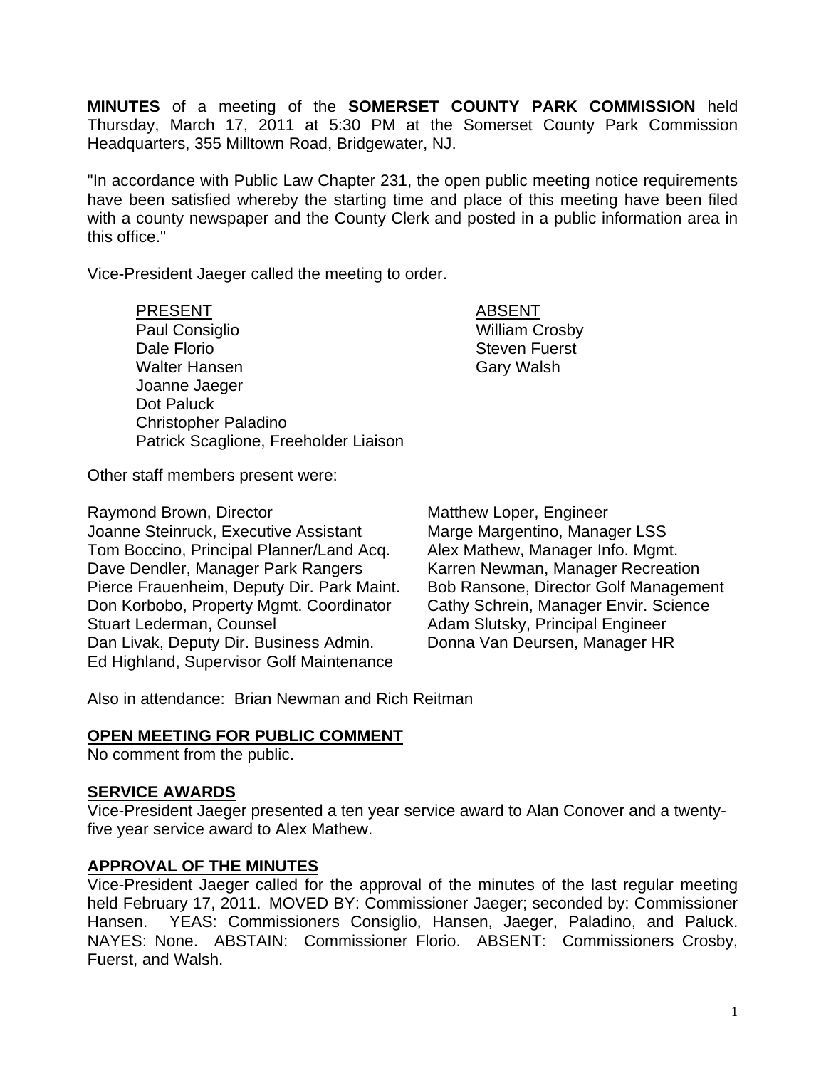**MINUTES** of a meeting of the **SOMERSET COUNTY PARK COMMISSION** held Thursday, March 17, 2011 at 5:30 PM at the Somerset County Park Commission Headquarters, 355 Milltown Road, Bridgewater, NJ.

"In accordance with Public Law Chapter 231, the open public meeting notice requirements have been satisfied whereby the starting time and place of this meeting have been filed with a county newspaper and the County Clerk and posted in a public information area in this office."

Vice-President Jaeger called the meeting to order.

| PRESENT | ABSENT |
|---|---|
| Paul Consiglio | William Crosby |
| Dale Florio | Steven Fuerst |
| Walter Hansen | Gary Walsh |
| Joanne Jaeger | |
| Dot Paluck | |
| Christopher Paladino | |
| Patrick Scaglione, Freeholder Liaison | |

Other staff members present were:

| | |
|---|---|
| Raymond Brown, Director | Matthew Loper, Engineer |
| Joanne Steinruck, Executive Assistant | Marge Margentino, Manager LSS |
| Tom Boccino, Principal Planner/Land Acq. | Alex Mathew, Manager Info. Mgmt. |
| Dave Dendler, Manager Park Rangers | Karren Newman, Manager Recreation |
| Pierce Frauenheim, Deputy Dir. Park Maint. | Bob Ransone, Director Golf Management |
| Don Korbobo, Property Mgmt. Coordinator | Cathy Schrein, Manager Envir. Science |
| Stuart Lederman, Counsel | Adam Slutsky, Principal Engineer |
| Dan Livak, Deputy Dir. Business Admin. | Donna Van Deursen, Manager HR |
| Ed Highland, Supervisor Golf Maintenance | |

Also in attendance: Brian Newman and Rich Reitman

**OPEN MEETING FOR PUBLIC COMMENT**

No comment from the public.

**SERVICE AWARDS**

Vice-President Jaeger presented a ten year service award to Alan Conover and a twenty-five year service award to Alex Mathew.

**APPROVAL OF THE MINUTES**

Vice-President Jaeger called for the approval of the minutes of the last regular meeting held February 17, 2011. MOVED BY: Commissioner Jaeger; seconded by: Commissioner Hansen. YEAS: Commissioners Consiglio, Hansen, Jaeger, Paladino, and Paluck. NAYES: None. ABSTAIN: Commissioner Florio. ABSENT: Commissioners Crosby, Fuerst, and Walsh.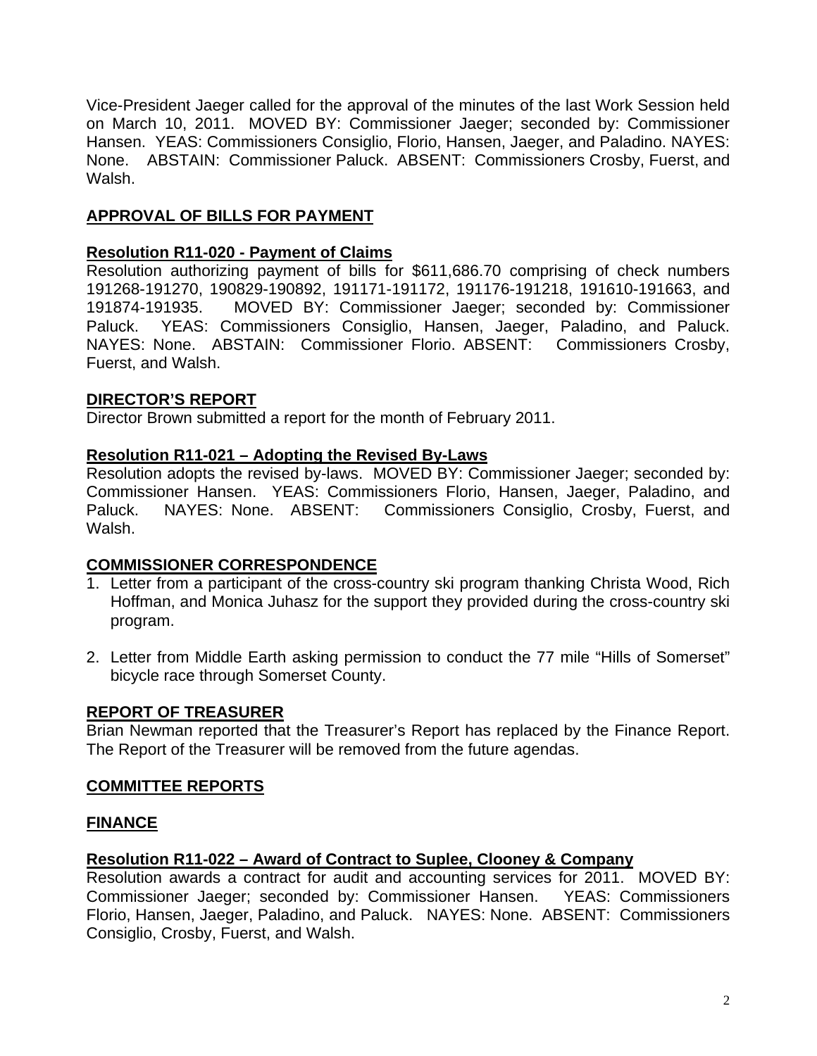Vice-President Jaeger called for the approval of the minutes of the last Work Session held on March 10, 2011. MOVED BY: Commissioner Jaeger; seconded by: Commissioner Hansen. YEAS: Commissioners Consiglio, Florio, Hansen, Jaeger, and Paladino. NAYES: None. ABSTAIN: Commissioner Paluck. ABSENT: Commissioners Crosby, Fuerst, and Walsh.

## APPROVAL OF BILLS FOR PAYMENT

### Resolution R11-020 - Payment of Claims

Resolution authorizing payment of bills for $611,686.70 comprising of check numbers 191268-191270, 190829-190892, 191171-191172, 191176-191218, 191610-191663, and 191874-191935. MOVED BY: Commissioner Jaeger; seconded by: Commissioner Paluck. YEAS: Commissioners Consiglio, Hansen, Jaeger, Paladino, and Paluck. NAYES: None. ABSTAIN: Commissioner Florio. ABSENT: Commissioners Crosby, Fuerst, and Walsh.

## DIRECTOR'S REPORT

Director Brown submitted a report for the month of February 2011.

### Resolution R11-021 – Adopting the Revised By-Laws

Resolution adopts the revised by-laws. MOVED BY: Commissioner Jaeger; seconded by: Commissioner Hansen. YEAS: Commissioners Florio, Hansen, Jaeger, Paladino, and Paluck. NAYES: None. ABSENT: Commissioners Consiglio, Crosby, Fuerst, and Walsh.

## COMMISSIONER CORRESPONDENCE

1. Letter from a participant of the cross-country ski program thanking Christa Wood, Rich Hoffman, and Monica Juhasz for the support they provided during the cross-country ski program.

2. Letter from Middle Earth asking permission to conduct the 77 mile "Hills of Somerset" bicycle race through Somerset County.

## REPORT OF TREASURER

Brian Newman reported that the Treasurer's Report has replaced by the Finance Report. The Report of the Treasurer will be removed from the future agendas.

## COMMITTEE REPORTS

## FINANCE

### Resolution R11-022 – Award of Contract to Suplee, Clooney & Company

Resolution awards a contract for audit and accounting services for 2011. MOVED BY: Commissioner Jaeger; seconded by: Commissioner Hansen. YEAS: Commissioners Florio, Hansen, Jaeger, Paladino, and Paluck. NAYES: None. ABSENT: Commissioners Consiglio, Crosby, Fuerst, and Walsh.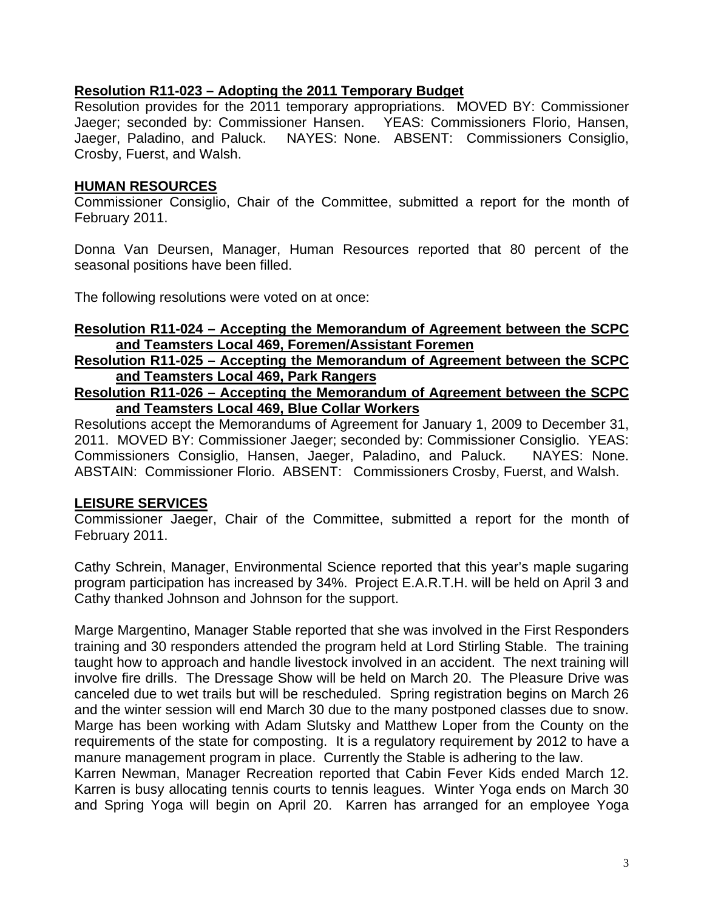**Resolution R11-023 – Adopting the 2011 Temporary Budget**

Resolution provides for the 2011 temporary appropriations. MOVED BY: Commissioner Jaeger; seconded by: Commissioner Hansen. YEAS: Commissioners Florio, Hansen, Jaeger, Paladino, and Paluck. NAYES: None. ABSENT: Commissioners Consiglio, Crosby, Fuerst, and Walsh.

**HUMAN RESOURCES**

Commissioner Consiglio, Chair of the Committee, submitted a report for the month of February 2011.

Donna Van Deursen, Manager, Human Resources reported that 80 percent of the seasonal positions have been filled.

The following resolutions were voted on at once:

**Resolution R11-024 – Accepting the Memorandum of Agreement between the SCPC and Teamsters Local 469, Foremen/Assistant Foremen**

**Resolution R11-025 – Accepting the Memorandum of Agreement between the SCPC and Teamsters Local 469, Park Rangers**

**Resolution R11-026 – Accepting the Memorandum of Agreement between the SCPC and Teamsters Local 469, Blue Collar Workers**

Resolutions accept the Memorandums of Agreement for January 1, 2009 to December 31, 2011. MOVED BY: Commissioner Jaeger; seconded by: Commissioner Consiglio. YEAS: Commissioners Consiglio, Hansen, Jaeger, Paladino, and Paluck. NAYES: None. ABSTAIN: Commissioner Florio. ABSENT: Commissioners Crosby, Fuerst, and Walsh.

**LEISURE SERVICES**

Commissioner Jaeger, Chair of the Committee, submitted a report for the month of February 2011.

Cathy Schrein, Manager, Environmental Science reported that this year's maple sugaring program participation has increased by 34%. Project E.A.R.T.H. will be held on April 3 and Cathy thanked Johnson and Johnson for the support.

Marge Margentino, Manager Stable reported that she was involved in the First Responders training and 30 responders attended the program held at Lord Stirling Stable. The training taught how to approach and handle livestock involved in an accident. The next training will involve fire drills. The Dressage Show will be held on March 20. The Pleasure Drive was canceled due to wet trails but will be rescheduled. Spring registration begins on March 26 and the winter session will end March 30 due to the many postponed classes due to snow. Marge has been working with Adam Slutsky and Matthew Loper from the County on the requirements of the state for composting. It is a regulatory requirement by 2012 to have a manure management program in place. Currently the Stable is adhering to the law.

Karren Newman, Manager Recreation reported that Cabin Fever Kids ended March 12. Karren is busy allocating tennis courts to tennis leagues. Winter Yoga ends on March 30 and Spring Yoga will begin on April 20. Karren has arranged for an employee Yoga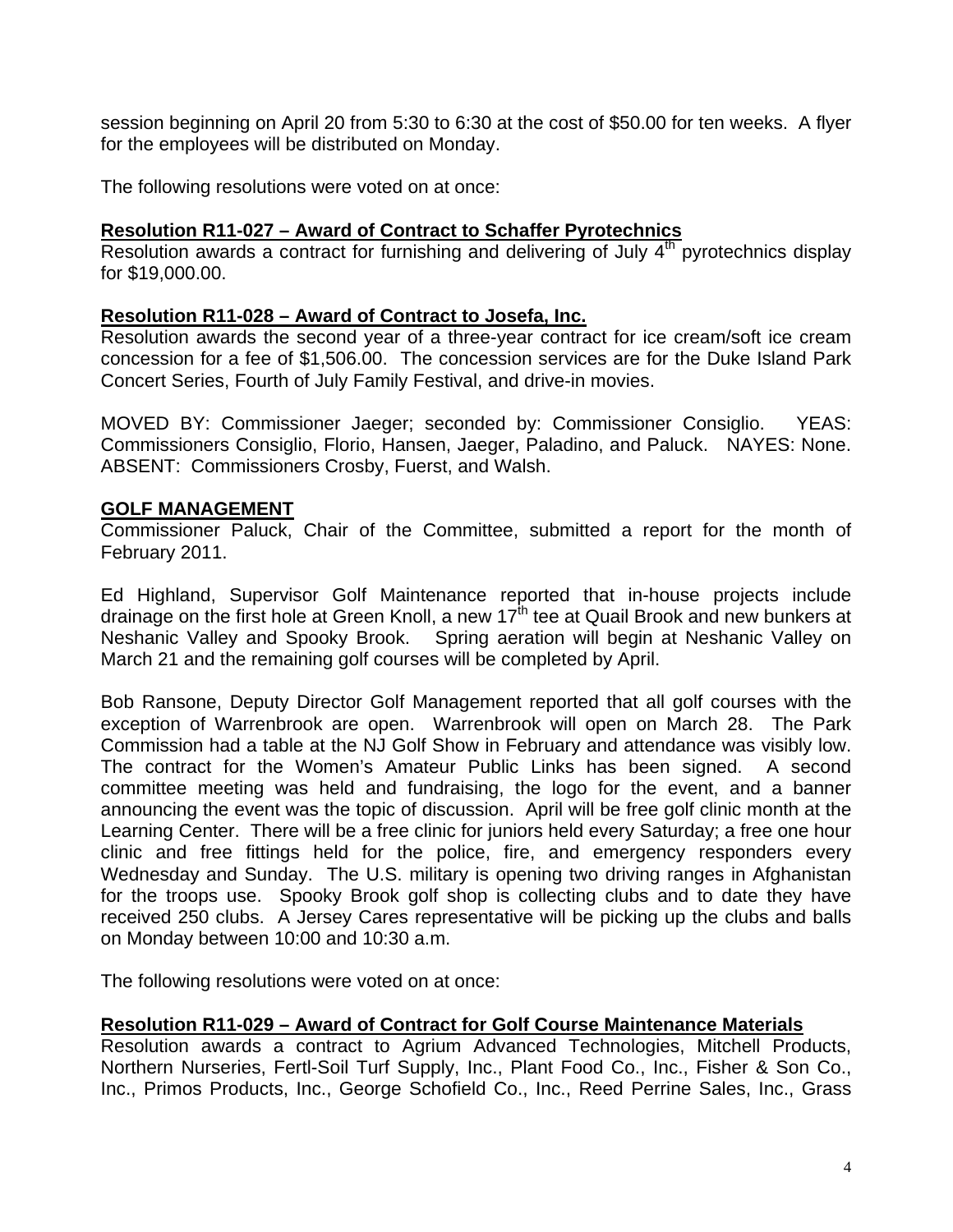session beginning on April 20 from 5:30 to 6:30 at the cost of $50.00 for ten weeks. A flyer for the employees will be distributed on Monday.

The following resolutions were voted on at once:

**Resolution R11-027 – Award of Contract to Schaffer Pyrotechnics**
Resolution awards a contract for furnishing and delivering of July 4th pyrotechnics display for $19,000.00.

**Resolution R11-028 – Award of Contract to Josefa, Inc.**
Resolution awards the second year of a three-year contract for ice cream/soft ice cream concession for a fee of $1,506.00. The concession services are for the Duke Island Park Concert Series, Fourth of July Family Festival, and drive-in movies.

MOVED BY: Commissioner Jaeger; seconded by: Commissioner Consiglio. YEAS: Commissioners Consiglio, Florio, Hansen, Jaeger, Paladino, and Paluck. NAYES: None. ABSENT: Commissioners Crosby, Fuerst, and Walsh.

**GOLF MANAGEMENT**
Commissioner Paluck, Chair of the Committee, submitted a report for the month of February 2011.

Ed Highland, Supervisor Golf Maintenance reported that in-house projects include drainage on the first hole at Green Knoll, a new 17th tee at Quail Brook and new bunkers at Neshanic Valley and Spooky Brook. Spring aeration will begin at Neshanic Valley on March 21 and the remaining golf courses will be completed by April.

Bob Ransone, Deputy Director Golf Management reported that all golf courses with the exception of Warrenbrook are open. Warrenbrook will open on March 28. The Park Commission had a table at the NJ Golf Show in February and attendance was visibly low. The contract for the Women's Amateur Public Links has been signed. A second committee meeting was held and fundraising, the logo for the event, and a banner announcing the event was the topic of discussion. April will be free golf clinic month at the Learning Center. There will be a free clinic for juniors held every Saturday; a free one hour clinic and free fittings held for the police, fire, and emergency responders every Wednesday and Sunday. The U.S. military is opening two driving ranges in Afghanistan for the troops use. Spooky Brook golf shop is collecting clubs and to date they have received 250 clubs. A Jersey Cares representative will be picking up the clubs and balls on Monday between 10:00 and 10:30 a.m.

The following resolutions were voted on at once:

**Resolution R11-029 – Award of Contract for Golf Course Maintenance Materials**
Resolution awards a contract to Agrium Advanced Technologies, Mitchell Products, Northern Nurseries, Fertl-Soil Turf Supply, Inc., Plant Food Co., Inc., Fisher & Son Co., Inc., Primos Products, Inc., George Schofield Co., Inc., Reed Perrine Sales, Inc., Grass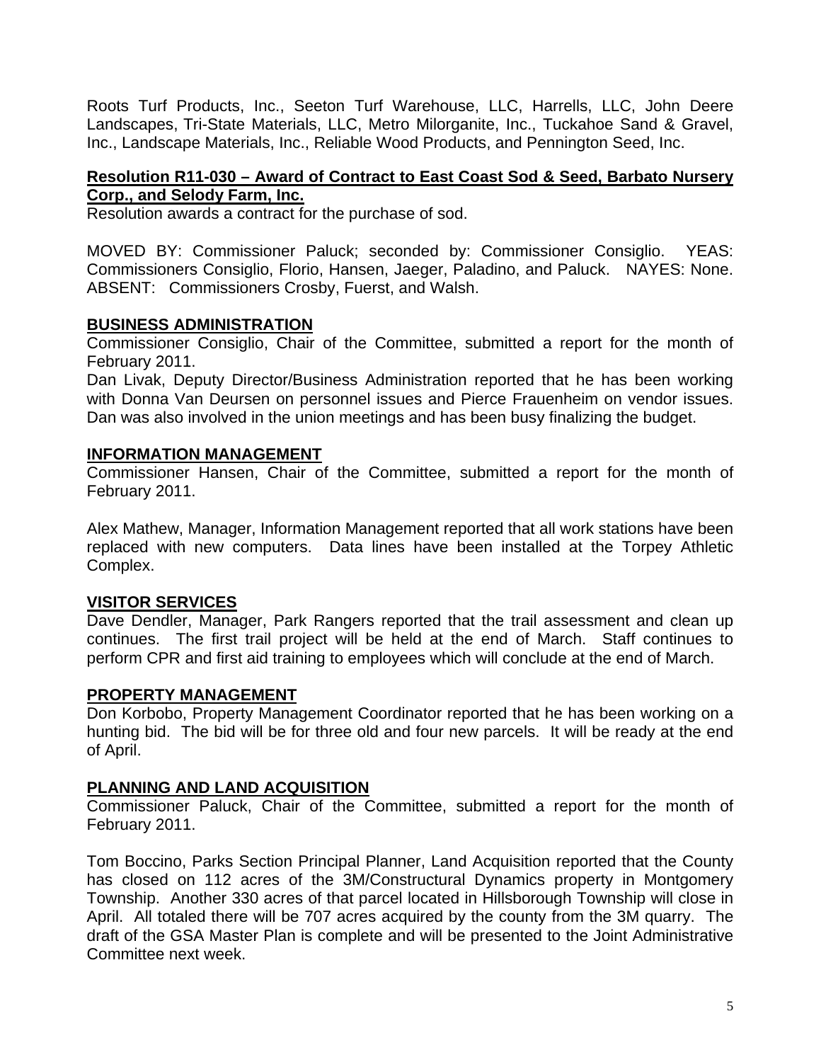Roots Turf Products, Inc., Seeton Turf Warehouse, LLC, Harrells, LLC, John Deere Landscapes, Tri-State Materials, LLC, Metro Milorganite, Inc., Tuckahoe Sand & Gravel, Inc., Landscape Materials, Inc., Reliable Wood Products, and Pennington Seed, Inc.

**Resolution R11-030 – Award of Contract to East Coast Sod & Seed, Barbato Nursery Corp., and Selody Farm, Inc.**

Resolution awards a contract for the purchase of sod.

MOVED BY: Commissioner Paluck; seconded by: Commissioner Consiglio. YEAS: Commissioners Consiglio, Florio, Hansen, Jaeger, Paladino, and Paluck. NAYES: None. ABSENT: Commissioners Crosby, Fuerst, and Walsh.

## BUSINESS ADMINISTRATION

Commissioner Consiglio, Chair of the Committee, submitted a report for the month of February 2011.

Dan Livak, Deputy Director/Business Administration reported that he has been working with Donna Van Deursen on personnel issues and Pierce Frauenheim on vendor issues. Dan was also involved in the union meetings and has been busy finalizing the budget.

## INFORMATION MANAGEMENT

Commissioner Hansen, Chair of the Committee, submitted a report for the month of February 2011.

Alex Mathew, Manager, Information Management reported that all work stations have been replaced with new computers. Data lines have been installed at the Torpey Athletic Complex.

## VISITOR SERVICES

Dave Dendler, Manager, Park Rangers reported that the trail assessment and clean up continues. The first trail project will be held at the end of March. Staff continues to perform CPR and first aid training to employees which will conclude at the end of March.

## PROPERTY MANAGEMENT

Don Korbobo, Property Management Coordinator reported that he has been working on a hunting bid. The bid will be for three old and four new parcels. It will be ready at the end of April.

## PLANNING AND LAND ACQUISITION

Commissioner Paluck, Chair of the Committee, submitted a report for the month of February 2011.

Tom Boccino, Parks Section Principal Planner, Land Acquisition reported that the County has closed on 112 acres of the 3M/Constructural Dynamics property in Montgomery Township. Another 330 acres of that parcel located in Hillsborough Township will close in April. All totaled there will be 707 acres acquired by the county from the 3M quarry. The draft of the GSA Master Plan is complete and will be presented to the Joint Administrative Committee next week.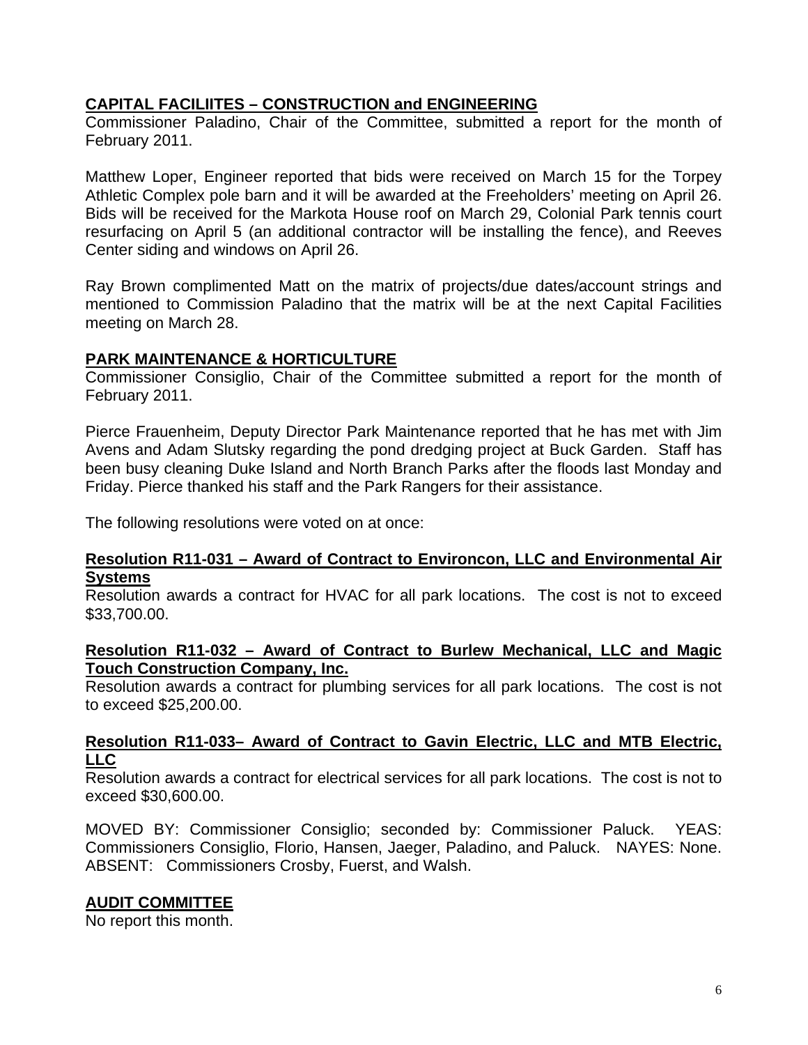## CAPITAL FACILIITES – CONSTRUCTION and ENGINEERING

Commissioner Paladino, Chair of the Committee, submitted a report for the month of February 2011.

Matthew Loper, Engineer reported that bids were received on March 15 for the Torpey Athletic Complex pole barn and it will be awarded at the Freeholders' meeting on April 26. Bids will be received for the Markota House roof on March 29, Colonial Park tennis court resurfacing on April 5 (an additional contractor will be installing the fence), and Reeves Center siding and windows on April 26.

Ray Brown complimented Matt on the matrix of projects/due dates/account strings and mentioned to Commission Paladino that the matrix will be at the next Capital Facilities meeting on March 28.

## PARK MAINTENANCE & HORTICULTURE

Commissioner Consiglio, Chair of the Committee submitted a report for the month of February 2011.

Pierce Frauenheim, Deputy Director Park Maintenance reported that he has met with Jim Avens and Adam Slutsky regarding the pond dredging project at Buck Garden. Staff has been busy cleaning Duke Island and North Branch Parks after the floods last Monday and Friday. Pierce thanked his staff and the Park Rangers for their assistance.

The following resolutions were voted on at once:

### Resolution R11-031 – Award of Contract to Environcon, LLC and Environmental Air Systems

Resolution awards a contract for HVAC for all park locations. The cost is not to exceed $33,700.00.

### Resolution R11-032 – Award of Contract to Burlew Mechanical, LLC and Magic Touch Construction Company, Inc.

Resolution awards a contract for plumbing services for all park locations. The cost is not to exceed $25,200.00.

### Resolution R11-033– Award of Contract to Gavin Electric, LLC and MTB Electric, LLC

Resolution awards a contract for electrical services for all park locations. The cost is not to exceed $30,600.00.

MOVED BY: Commissioner Consiglio; seconded by: Commissioner Paluck. YEAS: Commissioners Consiglio, Florio, Hansen, Jaeger, Paladino, and Paluck. NAYES: None. ABSENT: Commissioners Crosby, Fuerst, and Walsh.

## AUDIT COMMITTEE

No report this month.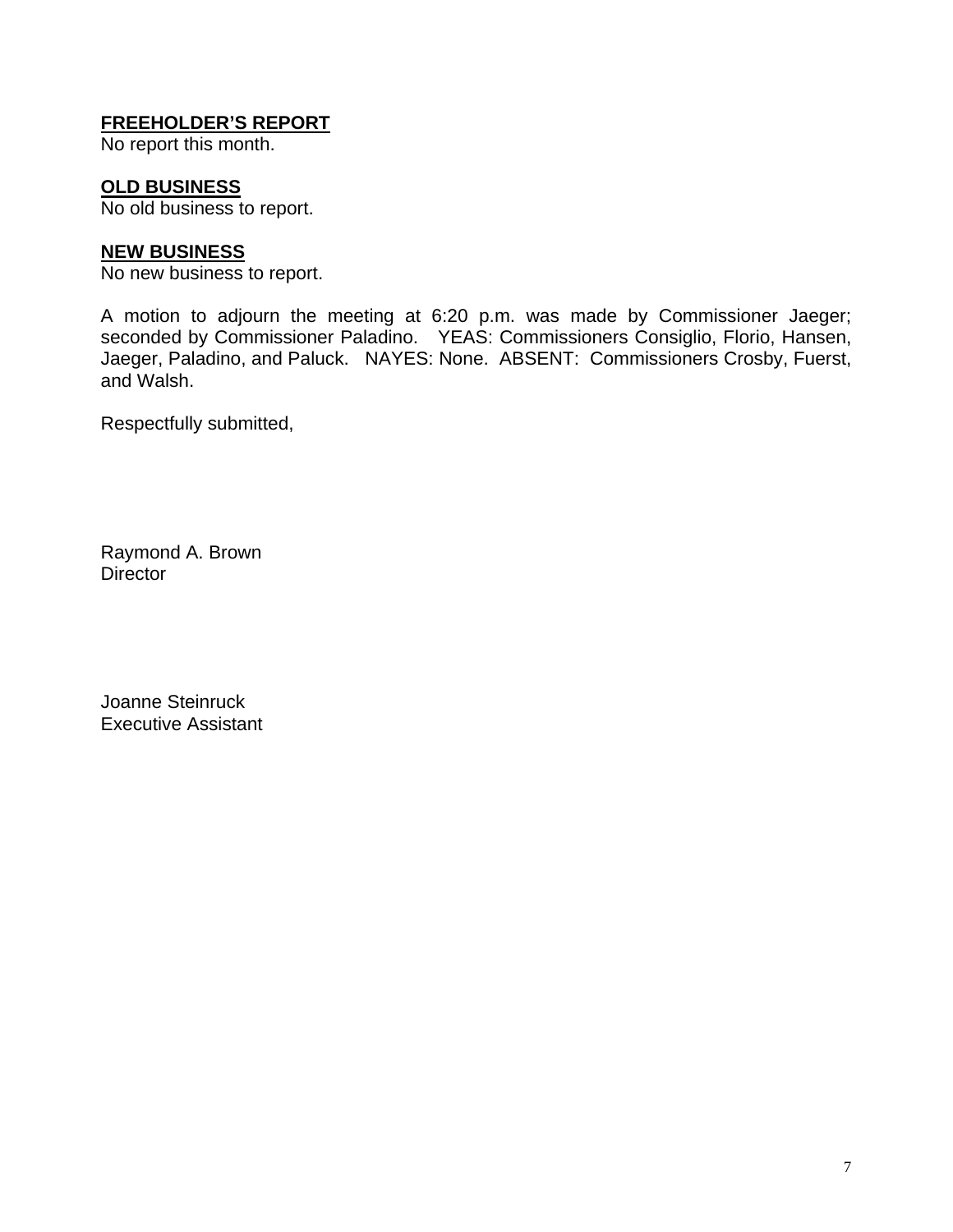**FREEHOLDER'S REPORT**
No report this month.

**OLD BUSINESS**
No old business to report.

**NEW BUSINESS**
No new business to report.

A motion to adjourn the meeting at 6:20 p.m. was made by Commissioner Jaeger; seconded by Commissioner Paladino. YEAS: Commissioners Consiglio, Florio, Hansen, Jaeger, Paladino, and Paluck. NAYES: None. ABSENT: Commissioners Crosby, Fuerst, and Walsh.

Respectfully submitted,

Raymond A. Brown
Director

Joanne Steinruck
Executive Assistant